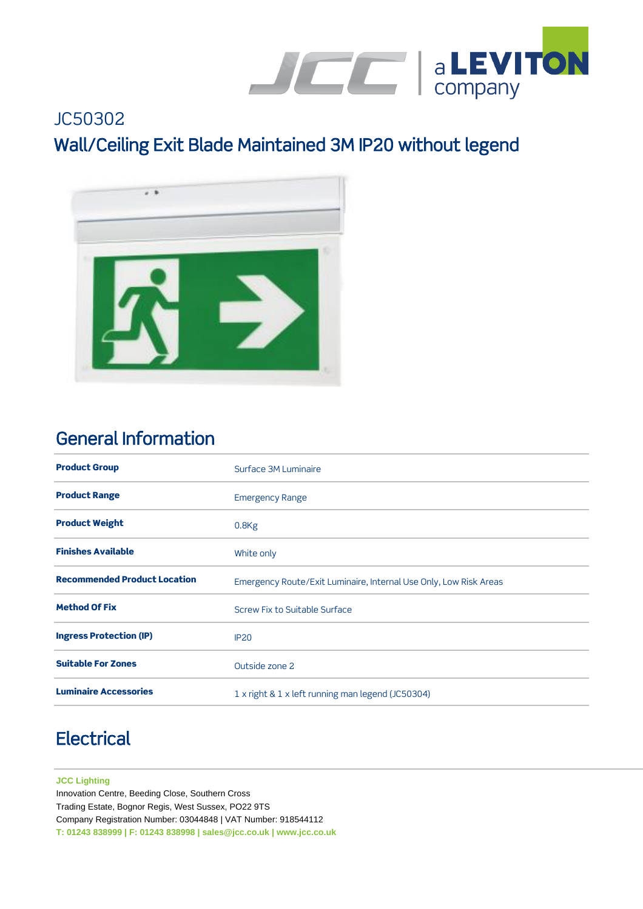JC50302

# Wall/Ceiling Exit Blade Maintained 3M IP20 without legend

## General Information

| | |
|---|---|
| **Product Group** | Surface 3M Luminaire |
| **Product Range** | Emergency Range |
| **Product Weight** | 0.8Kg |
| **Finishes Available** | White only |
| **Recommended Product Location** | Emergency Route/Exit Luminaire, Internal Use Only, Low Risk Areas |
| **Method Of Fix** | Screw Fix to Suitable Surface |
| **Ingress Protection (IP)** | IP20 |
| **Suitable For Zones** | Outside zone 2 |
| **Luminaire Accessories** | 1 x right & 1 x left running man legend (JC50304) |

## Electrical

**JCC Lighting**
Innovation Centre, Beeding Close, Southern Cross
Trading Estate, Bognor Regis, West Sussex, PO22 9TS
Company Registration Number: 03044848 | VAT Number: 918544112
**T: 01243 838999 | F: 01243 838998 | sales@jcc.co.uk | www.jcc.co.uk**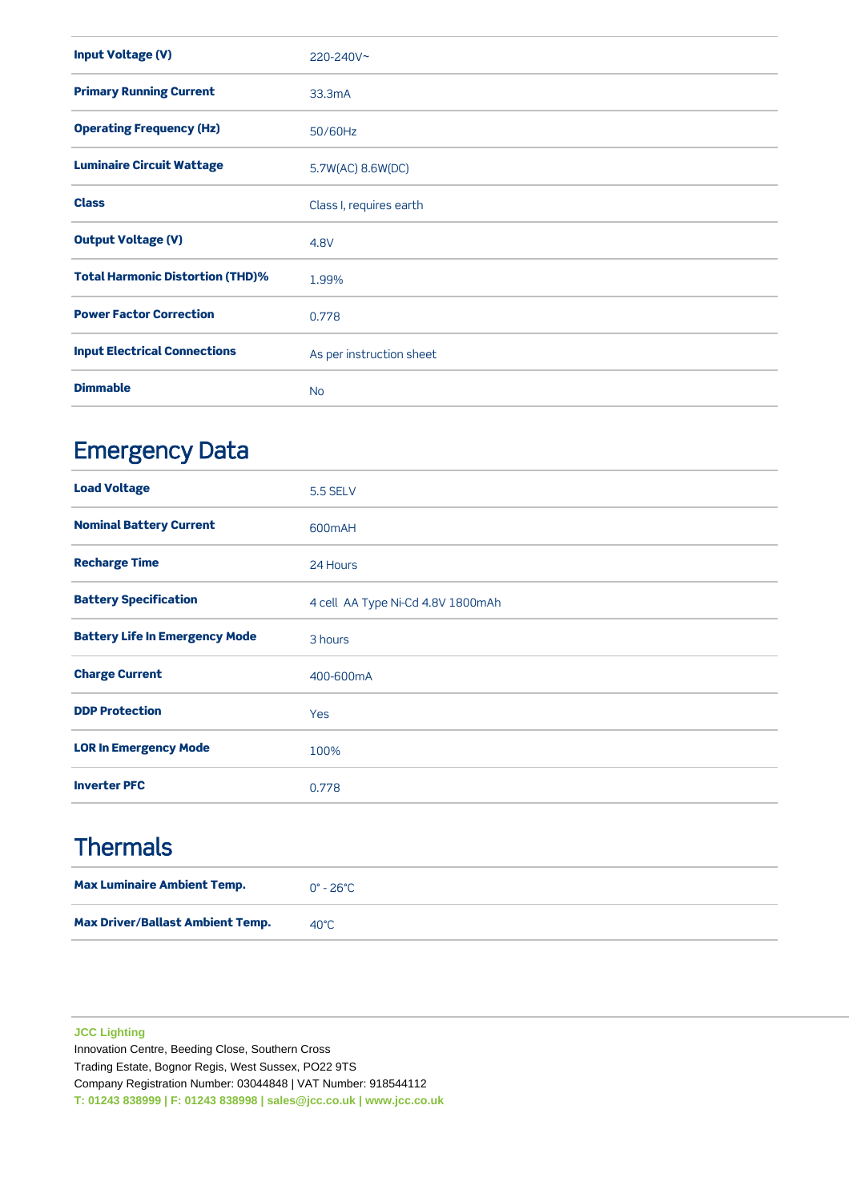| | |
|---|---|
| **Input Voltage (V)** | 220-240V~ |
| **Primary Running Current** | 33.3mA |
| **Operating Frequency (Hz)** | 50/60Hz |
| **Luminaire Circuit Wattage** | 5.7W(AC) 8.6W(DC) |
| **Class** | Class I, requires earth |
| **Output Voltage (V)** | 4.8V |
| **Total Harmonic Distortion (THD)%** | 1.99% |
| **Power Factor Correction** | 0.778 |
| **Input Electrical Connections** | As per instruction sheet |
| **Dimmable** | No |

## Emergency Data

| | |
|---|---|
| **Load Voltage** | 5.5 SELV |
| **Nominal Battery Current** | 600mAH |
| **Recharge Time** | 24 Hours |
| **Battery Specification** | 4 cell AA Type Ni-Cd 4.8V 1800mAh |
| **Battery Life In Emergency Mode** | 3 hours |
| **Charge Current** | 400-600mA |
| **DDP Protection** | Yes |
| **LOR In Emergency Mode** | 100% |
| **Inverter PFC** | 0.778 |

## Thermals

| | |
|---|---|
| **Max Luminaire Ambient Temp.** | 0° - 26°C |
| **Max Driver/Ballast Ambient Temp.** | 40°C |

**JCC Lighting**
Innovation Centre, Beeding Close, Southern Cross
Trading Estate, Bognor Regis, West Sussex, PO22 9TS
Company Registration Number: 03044848 | VAT Number: 918544112
**T: 01243 838999 | F: 01243 838998 | sales@jcc.co.uk | www.jcc.co.uk**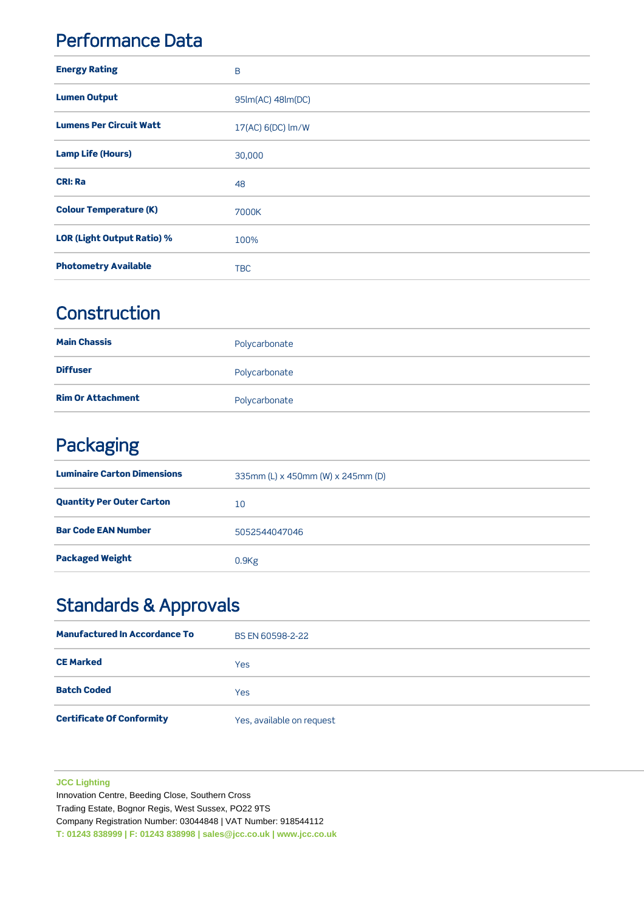## Performance Data

| | |
|---|---|
| **Energy Rating** | B |
| **Lumen Output** | 95lm(AC) 48lm(DC) |
| **Lumens Per Circuit Watt** | 17(AC) 6(DC) lm/W |
| **Lamp Life (Hours)** | 30,000 |
| **CRI: Ra** | 48 |
| **Colour Temperature (K)** | 7000K |
| **LOR (Light Output Ratio) %** | 100% |
| **Photometry Available** | TBC |

## Construction

| | |
|---|---|
| **Main Chassis** | Polycarbonate |
| **Diffuser** | Polycarbonate |
| **Rim Or Attachment** | Polycarbonate |

## Packaging

| | |
|---|---|
| **Luminaire Carton Dimensions** | 335mm (L) x 450mm (W) x 245mm (D) |
| **Quantity Per Outer Carton** | 10 |
| **Bar Code EAN Number** | 5052544047046 |
| **Packaged Weight** | 0.9Kg |

## Standards & Approvals

| | |
|---|---|
| **Manufactured In Accordance To** | BS EN 60598-2-22 |
| **CE Marked** | Yes |
| **Batch Coded** | Yes |
| **Certificate Of Conformity** | Yes, available on request |

**JCC Lighting**
Innovation Centre, Beeding Close, Southern Cross
Trading Estate, Bognor Regis, West Sussex, PO22 9TS
Company Registration Number: 03044848 | VAT Number: 918544112
**T: 01243 838999 | F: 01243 838998 | sales@jcc.co.uk | www.jcc.co.uk**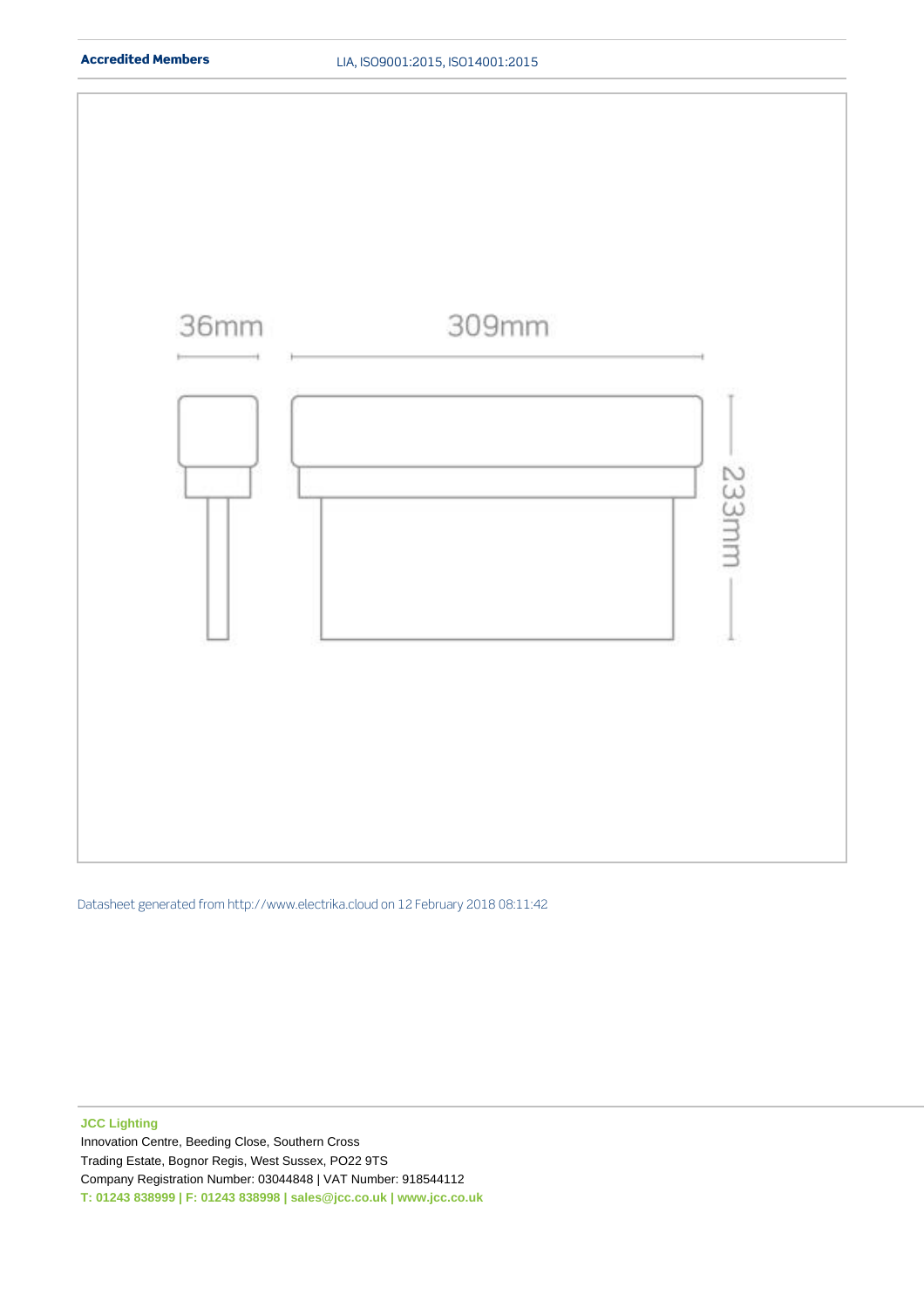**Accredited Members** LIA, ISO9001:2015, ISO14001:2015

36mm

309mm

233mm

Datasheet generated from http://www.electrika.cloud on 12 February 2018 08:11:42

**JCC Lighting**
Innovation Centre, Beeding Close, Southern Cross
Trading Estate, Bognor Regis, West Sussex, PO22 9TS
Company Registration Number: 03044848 | VAT Number: 918544112
**T: 01243 838999 | F: 01243 838998 | sales@jcc.co.uk | www.jcc.co.uk**